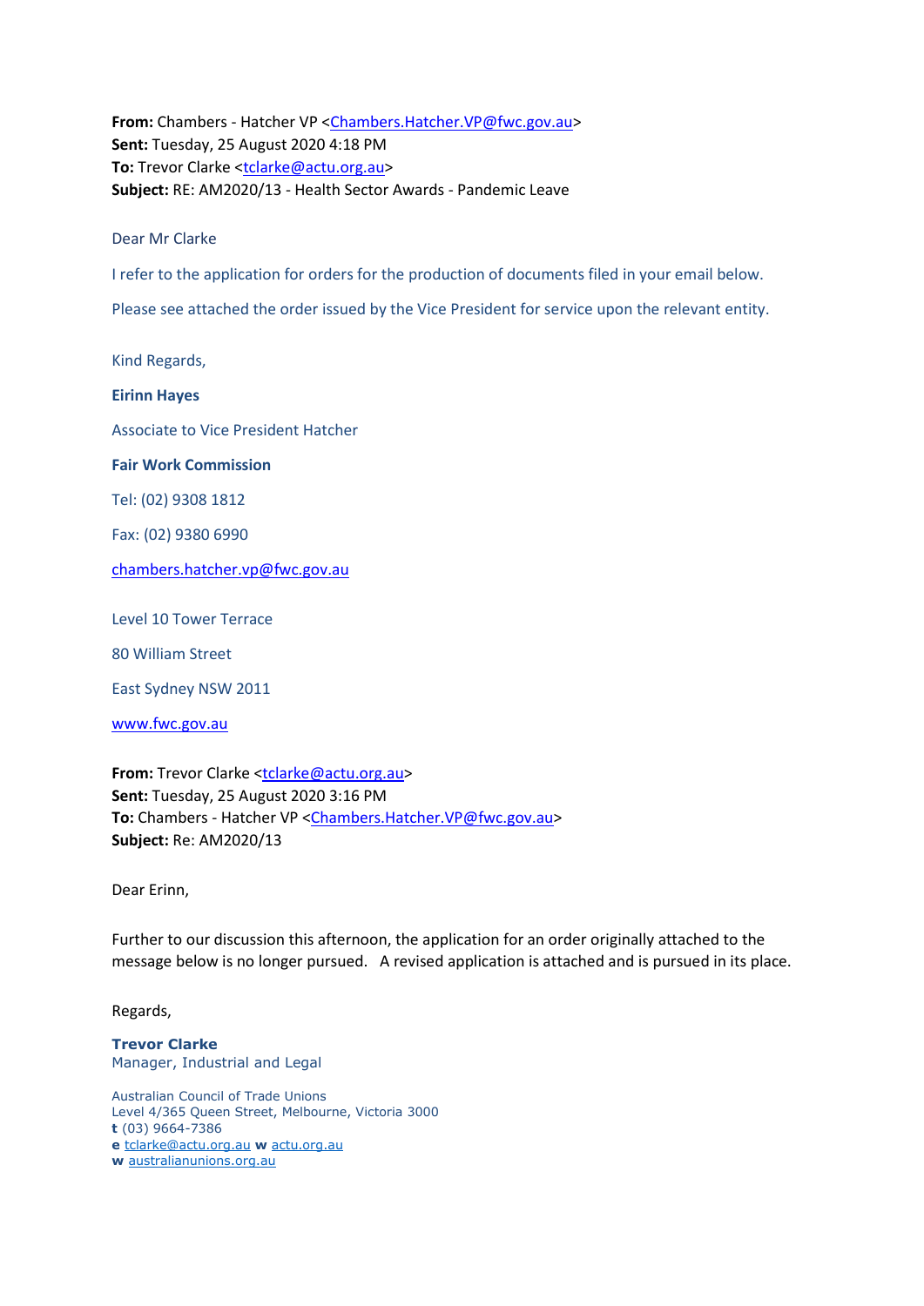**From:** Chambers - Hatcher VP <Chambers.Hatcher.VP@fwc.gov.au>
**Sent:** Tuesday, 25 August 2020 4:18 PM
**To:** Trevor Clarke <tclarke@actu.org.au>
**Subject:** RE: AM2020/13 - Health Sector Awards - Pandemic Leave

Dear Mr Clarke

I refer to the application for orders for the production of documents filed in your email below.

Please see attached the order issued by the Vice President for service upon the relevant entity.

Kind Regards,

**Eirinn Hayes**

Associate to Vice President Hatcher

**Fair Work Commission**

Tel: (02) 9308 1812

Fax: (02) 9380 6990

chambers.hatcher.vp@fwc.gov.au

Level 10 Tower Terrace

80 William Street

East Sydney NSW 2011

www.fwc.gov.au

**From:** Trevor Clarke <tclarke@actu.org.au>
**Sent:** Tuesday, 25 August 2020 3:16 PM
**To:** Chambers - Hatcher VP <Chambers.Hatcher.VP@fwc.gov.au>
**Subject:** Re: AM2020/13

Dear Erinn,

Further to our discussion this afternoon, the application for an order originally attached to the message below is no longer pursued. A revised application is attached and is pursued in its place.

Regards,

**Trevor Clarke**
Manager, Industrial and Legal

Australian Council of Trade Unions
Level 4/365 Queen Street, Melbourne, Victoria 3000
**t** (03) 9664-7386
**e** tclarke@actu.org.au **w** actu.org.au
**w** australianunions.org.au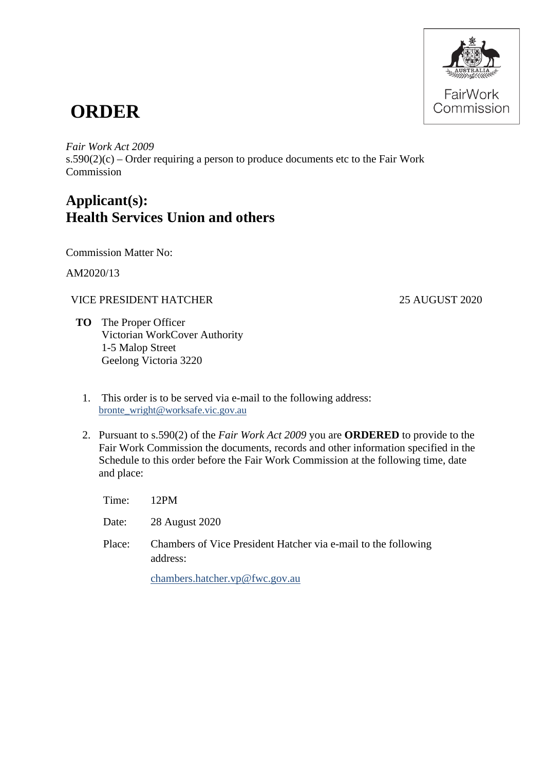# ORDER

*Fair Work Act 2009*
s.590(2)(c) – Order requiring a person to produce documents etc to the Fair Work Commission

## Applicant(s):
## Health Services Union and others

Commission Matter No:

AM2020/13

VICE PRESIDENT HATCHER — 25 AUGUST 2020

**TO** The Proper Officer
Victorian WorkCover Authority
1-5 Malop Street
Geelong Victoria 3220

1. This order is to be served via e-mail to the following address: bronte_wright@worksafe.vic.gov.au

2. Pursuant to s.590(2) of the *Fair Work Act 2009* you are **ORDERED** to provide to the Fair Work Commission the documents, records and other information specified in the Schedule to this order before the Fair Work Commission at the following time, date and place:

   Time: 12PM

   Date: 28 August 2020

   Place: Chambers of Vice President Hatcher via e-mail to the following address:

   chambers.hatcher.vp@fwc.gov.au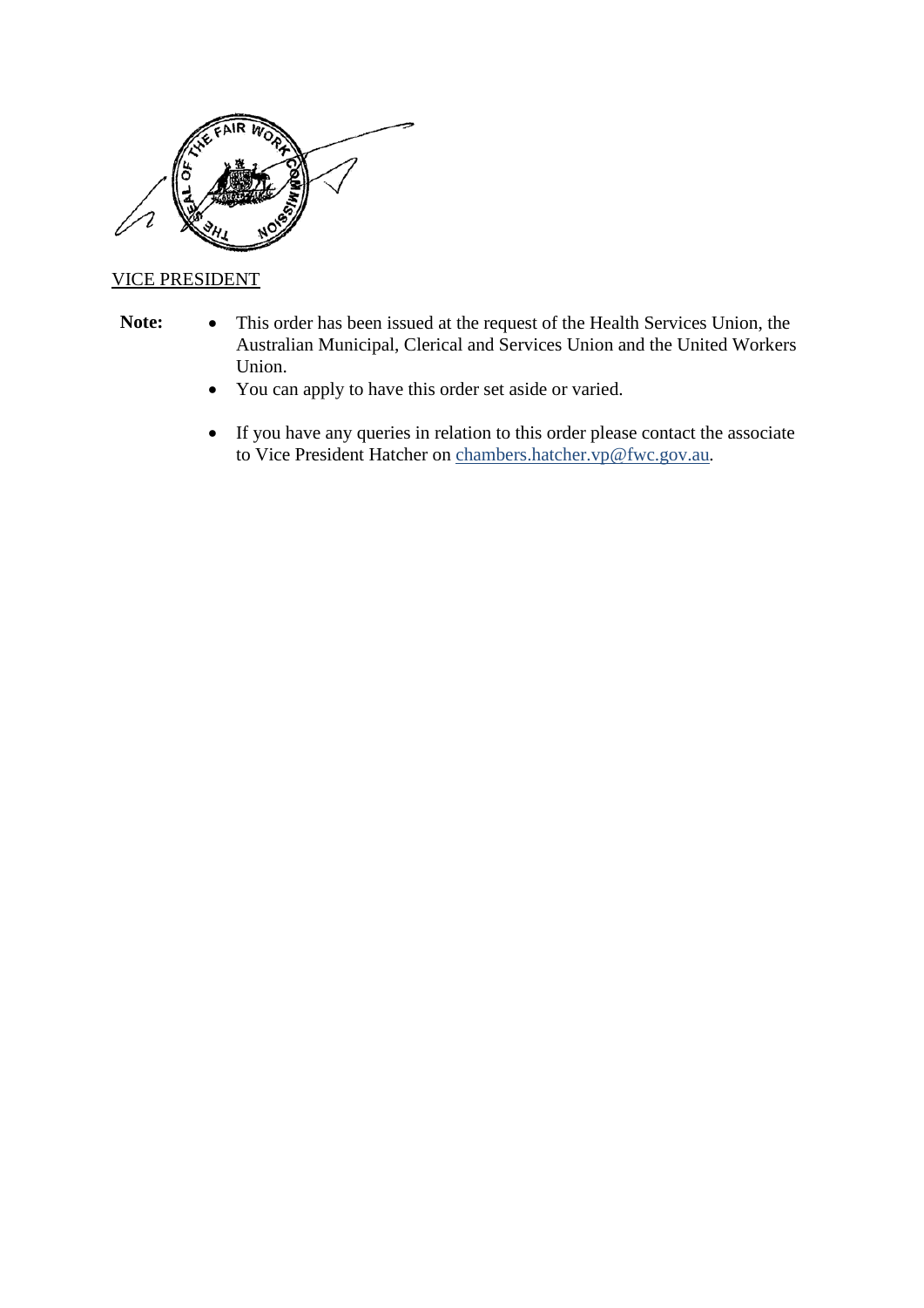VICE PRESIDENT

**Note:**

- This order has been issued at the request of the Health Services Union, the Australian Municipal, Clerical and Services Union and the United Workers Union.
- You can apply to have this order set aside or varied.
- If you have any queries in relation to this order please contact the associate to Vice President Hatcher on chambers.hatcher.vp@fwc.gov.au.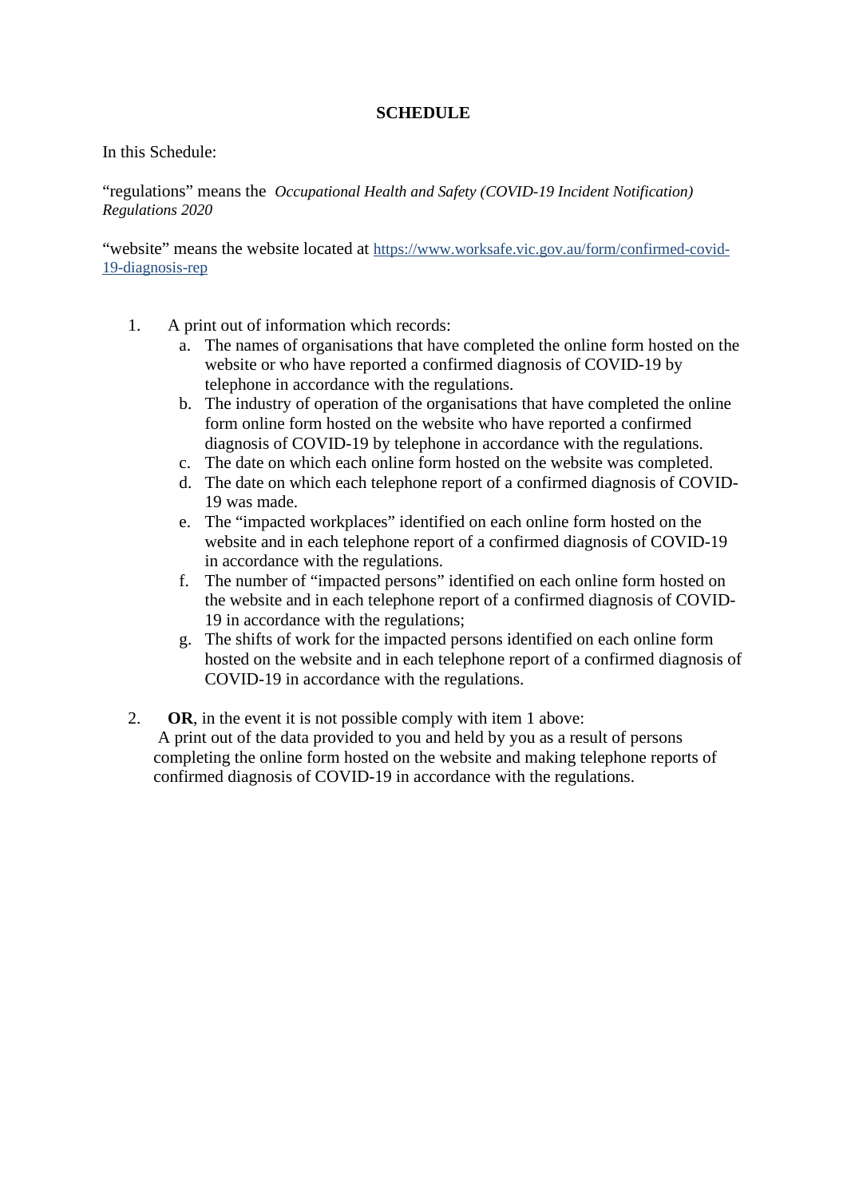**SCHEDULE**

In this Schedule:

“regulations” means the *Occupational Health and Safety (COVID-19 Incident Notification) Regulations 2020*

“website” means the website located at [https://www.worksafe.vic.gov.au/form/confirmed-covid-19-diagnosis-rep](https://www.worksafe.vic.gov.au/form/confirmed-covid-19-diagnosis-rep)

1. A print out of information which records:
   a. The names of organisations that have completed the online form hosted on the website or who have reported a confirmed diagnosis of COVID-19 by telephone in accordance with the regulations.
   b. The industry of operation of the organisations that have completed the online form online form hosted on the website who have reported a confirmed diagnosis of COVID-19 by telephone in accordance with the regulations.
   c. The date on which each online form hosted on the website was completed.
   d. The date on which each telephone report of a confirmed diagnosis of COVID-19 was made.
   e. The “impacted workplaces” identified on each online form hosted on the website and in each telephone report of a confirmed diagnosis of COVID-19 in accordance with the regulations.
   f. The number of “impacted persons” identified on each online form hosted on the website and in each telephone report of a confirmed diagnosis of COVID-19 in accordance with the regulations;
   g. The shifts of work for the impacted persons identified on each online form hosted on the website and in each telephone report of a confirmed diagnosis of COVID-19 in accordance with the regulations.

2. **OR**, in the event it is not possible comply with item 1 above:
   A print out of the data provided to you and held by you as a result of persons completing the online form hosted on the website and making telephone reports of confirmed diagnosis of COVID-19 in accordance with the regulations.